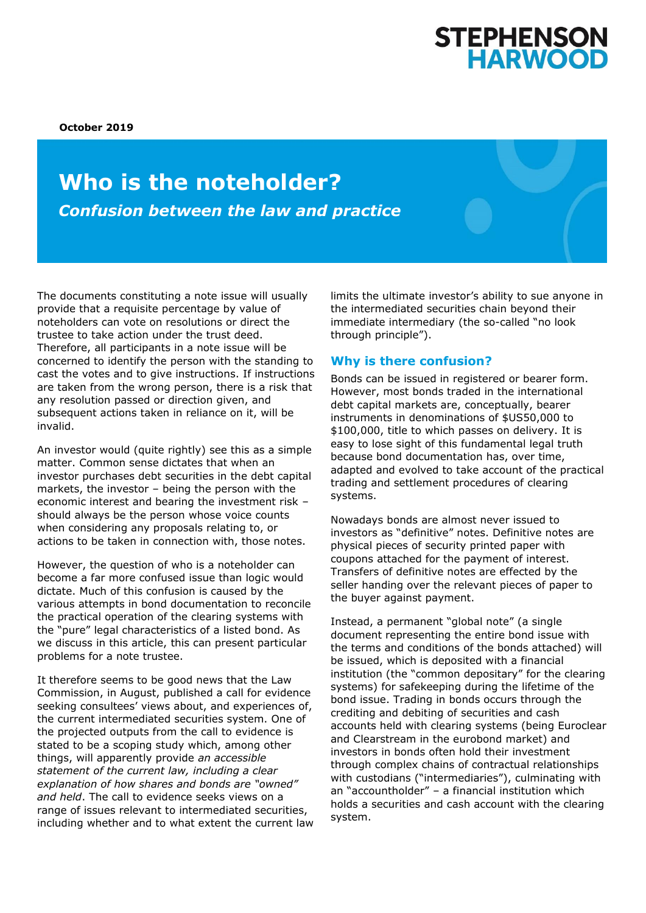STEPHENSON HARWOOD

**October 2019**

# Who is the noteholder?

## *Confusion between the law and practice*

The documents constituting a note issue will usually provide that a requisite percentage by value of noteholders can vote on resolutions or direct the trustee to take action under the trust deed. Therefore, all participants in a note issue will be concerned to identify the person with the standing to cast the votes and to give instructions. If instructions are taken from the wrong person, there is a risk that any resolution passed or direction given, and subsequent actions taken in reliance on it, will be invalid.

An investor would (quite rightly) see this as a simple matter. Common sense dictates that when an investor purchases debt securities in the debt capital markets, the investor – being the person with the economic interest and bearing the investment risk – should always be the person whose voice counts when considering any proposals relating to, or actions to be taken in connection with, those notes.

However, the question of who is a noteholder can become a far more confused issue than logic would dictate. Much of this confusion is caused by the various attempts in bond documentation to reconcile the practical operation of the clearing systems with the "pure" legal characteristics of a listed bond. As we discuss in this article, this can present particular problems for a note trustee.

It therefore seems to be good news that the Law Commission, in August, published a call for evidence seeking consultees' views about, and experiences of, the current intermediated securities system. One of the projected outputs from the call to evidence is stated to be a scoping study which, among other things, will apparently provide *an accessible statement of the current law, including a clear explanation of how shares and bonds are "owned" and held*. The call to evidence seeks views on a range of issues relevant to intermediated securities, including whether and to what extent the current law limits the ultimate investor's ability to sue anyone in the intermediated securities chain beyond their immediate intermediary (the so-called "no look through principle").

### Why is there confusion?

Bonds can be issued in registered or bearer form. However, most bonds traded in the international debt capital markets are, conceptually, bearer instruments in denominations of $US50,000 to $100,000, title to which passes on delivery. It is easy to lose sight of this fundamental legal truth because bond documentation has, over time, adapted and evolved to take account of the practical trading and settlement procedures of clearing systems.

Nowadays bonds are almost never issued to investors as "definitive" notes. Definitive notes are physical pieces of security printed paper with coupons attached for the payment of interest. Transfers of definitive notes are effected by the seller handing over the relevant pieces of paper to the buyer against payment.

Instead, a permanent "global note" (a single document representing the entire bond issue with the terms and conditions of the bonds attached) will be issued, which is deposited with a financial institution (the "common depositary" for the clearing systems) for safekeeping during the lifetime of the bond issue. Trading in bonds occurs through the crediting and debiting of securities and cash accounts held with clearing systems (being Euroclear and Clearstream in the eurobond market) and investors in bonds often hold their investment through complex chains of contractual relationships with custodians ("intermediaries"), culminating with an "accountholder" – a financial institution which holds a securities and cash account with the clearing system.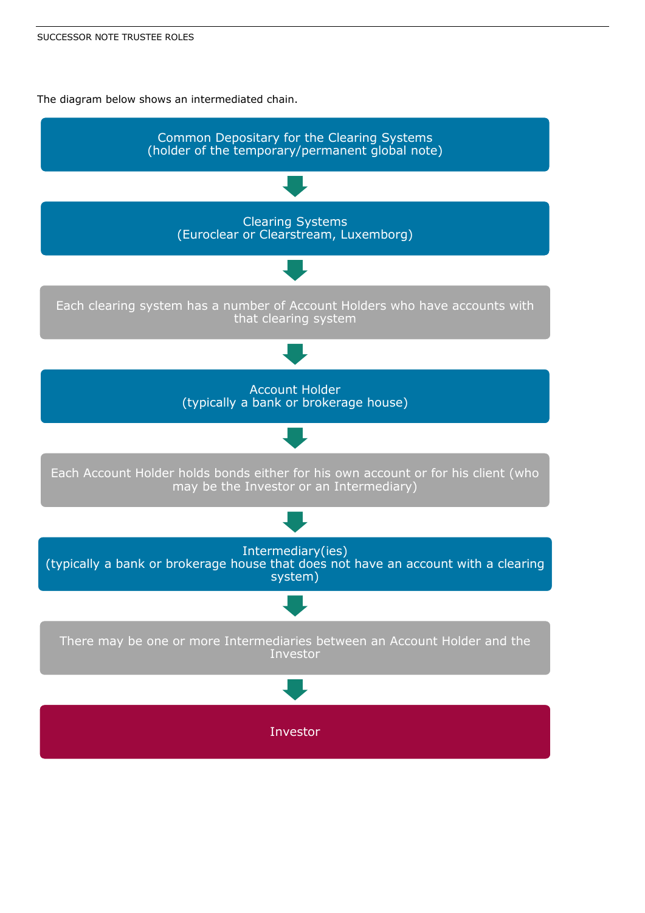The diagram below shows an intermediated chain.

**Common Depositary for the Clearing Systems**
(holder of the temporary/permanent global note)

↓

**Clearing Systems**
(Euroclear or Clearstream, Luxemborg)

↓

Each clearing system has a number of Account Holders who have accounts with that clearing system

↓

**Account Holder**
(typically a bank or brokerage house)

↓

Each Account Holder holds bonds either for his own account or for his client (who may be the Investor or an Intermediary)

↓

**Intermediary(ies)**
(typically a bank or brokerage house that does not have an account with a clearing system)

↓

There may be one or more Intermediaries between an Account Holder and the Investor

↓

**Investor**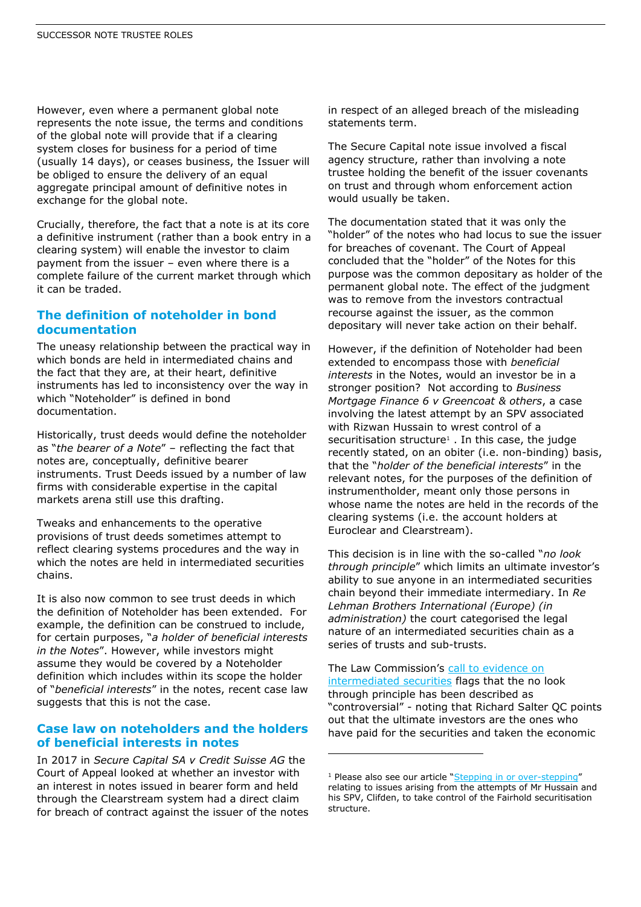However, even where a permanent global note represents the note issue, the terms and conditions of the global note will provide that if a clearing system closes for business for a period of time (usually 14 days), or ceases business, the Issuer will be obliged to ensure the delivery of an equal aggregate principal amount of definitive notes in exchange for the global note.

Crucially, therefore, the fact that a note is at its core a definitive instrument (rather than a book entry in a clearing system) will enable the investor to claim payment from the issuer – even where there is a complete failure of the current market through which it can be traded.

## The definition of noteholder in bond documentation

The uneasy relationship between the practical way in which bonds are held in intermediated chains and the fact that they are, at their heart, definitive instruments has led to inconsistency over the way in which "Noteholder" is defined in bond documentation.

Historically, trust deeds would define the noteholder as "*the bearer of a Note*" – reflecting the fact that notes are, conceptually, definitive bearer instruments. Trust Deeds issued by a number of law firms with considerable expertise in the capital markets arena still use this drafting.

Tweaks and enhancements to the operative provisions of trust deeds sometimes attempt to reflect clearing systems procedures and the way in which the notes are held in intermediated securities chains.

It is also now common to see trust deeds in which the definition of Noteholder has been extended. For example, the definition can be construed to include, for certain purposes, "*a holder of beneficial interests in the Notes*". However, while investors might assume they would be covered by a Noteholder definition which includes within its scope the holder of "*beneficial interests*" in the notes, recent case law suggests that this is not the case.

## Case law on noteholders and the holders of beneficial interests in notes

In 2017 in *Secure Capital SA v Credit Suisse AG* the Court of Appeal looked at whether an investor with an interest in notes issued in bearer form and held through the Clearstream system had a direct claim for breach of contract against the issuer of the notes in respect of an alleged breach of the misleading statements term.

The Secure Capital note issue involved a fiscal agency structure, rather than involving a note trustee holding the benefit of the issuer covenants on trust and through whom enforcement action would usually be taken.

The documentation stated that it was only the "holder" of the notes who had locus to sue the issuer for breaches of covenant. The Court of Appeal concluded that the "holder" of the Notes for this purpose was the common depositary as holder of the permanent global note. The effect of the judgment was to remove from the investors contractual recourse against the issuer, as the common depositary will never take action on their behalf.

However, if the definition of Noteholder had been extended to encompass those with *beneficial interests* in the Notes, would an investor be in a stronger position? Not according to *Business Mortgage Finance 6 v Greencoat & others*, a case involving the latest attempt by an SPV associated with Rizwan Hussain to wrest control of a securitisation structure[1]. In this case, the judge recently stated, on an obiter (i.e. non-binding) basis, that the "*holder of the beneficial interests*" in the relevant notes, for the purposes of the definition of instrumentholder, meant only those persons in whose name the notes are held in the records of the clearing systems (i.e. the account holders at Euroclear and Clearstream).

This decision is in line with the so-called "*no look through principle*" which limits an ultimate investor's ability to sue anyone in an intermediated securities chain beyond their immediate intermediary. In *Re Lehman Brothers International (Europe) (in administration)* the court categorised the legal nature of an intermediated securities chain as a series of trusts and sub-trusts.

The Law Commission's call to evidence on intermediated securities flags that the no look through principle has been described as "controversial" - noting that Richard Salter QC points out that the ultimate investors are the ones who have paid for the securities and taken the economic

[1] Please also see our article "Stepping in or over-stepping" relating to issues arising from the attempts of Mr Hussain and his SPV, Clifden, to take control of the Fairhold securitisation structure.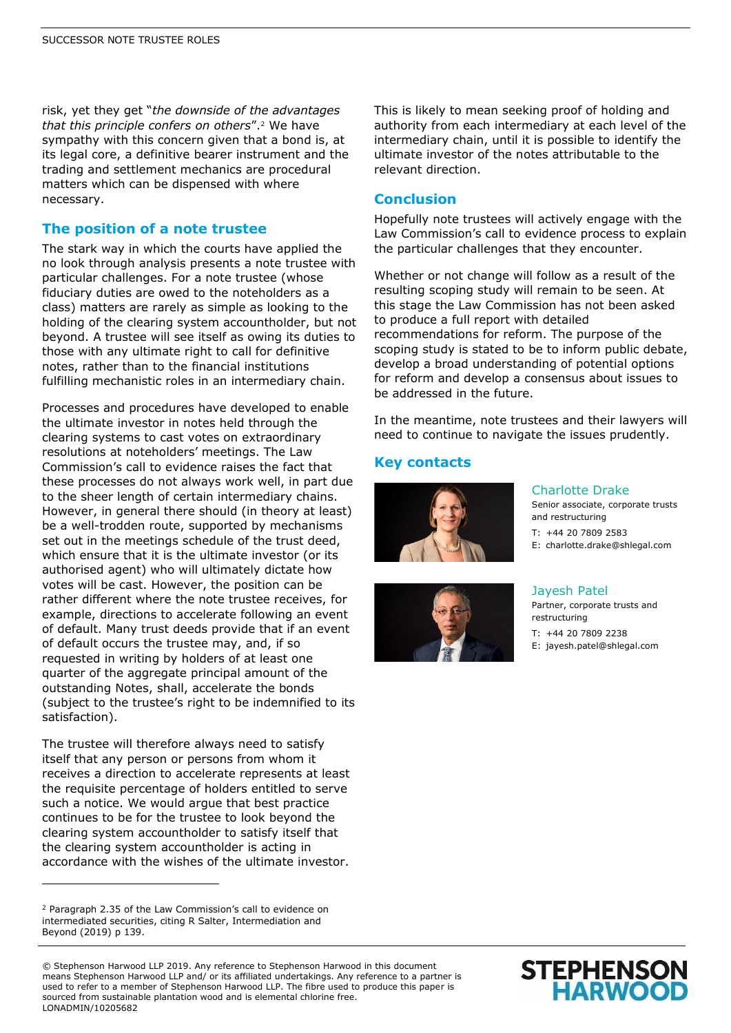risk, yet they get "*the downside of the advantages that this principle confers on others*".[2] We have sympathy with this concern given that a bond is, at its legal core, a definitive bearer instrument and the trading and settlement mechanics are procedural matters which can be dispensed with where necessary.

## The position of a note trustee

The stark way in which the courts have applied the no look through analysis presents a note trustee with particular challenges. For a note trustee (whose fiduciary duties are owed to the noteholders as a class) matters are rarely as simple as looking to the holding of the clearing system accountholder, but not beyond. A trustee will see itself as owing its duties to those with any ultimate right to call for definitive notes, rather than to the financial institutions fulfilling mechanistic roles in an intermediary chain.

Processes and procedures have developed to enable the ultimate investor in notes held through the clearing systems to cast votes on extraordinary resolutions at noteholders' meetings. The Law Commission's call to evidence raises the fact that these processes do not always work well, in part due to the sheer length of certain intermediary chains. However, in general there should (in theory at least) be a well-trodden route, supported by mechanisms set out in the meetings schedule of the trust deed, which ensure that it is the ultimate investor (or its authorised agent) who will ultimately dictate how votes will be cast. However, the position can be rather different where the note trustee receives, for example, directions to accelerate following an event of default. Many trust deeds provide that if an event of default occurs the trustee may, and, if so requested in writing by holders of at least one quarter of the aggregate principal amount of the outstanding Notes, shall, accelerate the bonds (subject to the trustee's right to be indemnified to its satisfaction).

The trustee will therefore always need to satisfy itself that any person or persons from whom it receives a direction to accelerate represents at least the requisite percentage of holders entitled to serve such a notice. We would argue that best practice continues to be for the trustee to look beyond the clearing system accountholder to satisfy itself that the clearing system accountholder is acting in accordance with the wishes of the ultimate investor. This is likely to mean seeking proof of holding and authority from each intermediary at each level of the intermediary chain, until it is possible to identify the ultimate investor of the notes attributable to the relevant direction.

## Conclusion

Hopefully note trustees will actively engage with the Law Commission's call to evidence process to explain the particular challenges that they encounter.

Whether or not change will follow as a result of the resulting scoping study will remain to be seen. At this stage the Law Commission has not been asked to produce a full report with detailed recommendations for reform. The purpose of the scoping study is stated to be to inform public debate, develop a broad understanding of potential options for reform and develop a consensus about issues to be addressed in the future.

In the meantime, note trustees and their lawyers will need to continue to navigate the issues prudently.

## Key contacts

**Charlotte Drake**
Senior associate, corporate trusts and restructuring
T: +44 20 7809 2583
E: charlotte.drake@shlegal.com

**Jayesh Patel**
Partner, corporate trusts and restructuring
T: +44 20 7809 2238
E: jayesh.patel@shlegal.com

---

[2] Paragraph 2.35 of the Law Commission's call to evidence on intermediated securities, citing R Salter, Intermediation and Beyond (2019) p 139.

© Stephenson Harwood LLP 2019. Any reference to Stephenson Harwood in this document means Stephenson Harwood LLP and/ or its affiliated undertakings. Any reference to a partner is used to refer to a member of Stephenson Harwood LLP. The fibre used to produce this paper is sourced from sustainable plantation wood and is elemental chlorine free.
LONADMIN/10205682

STEPHENSON HARWOOD